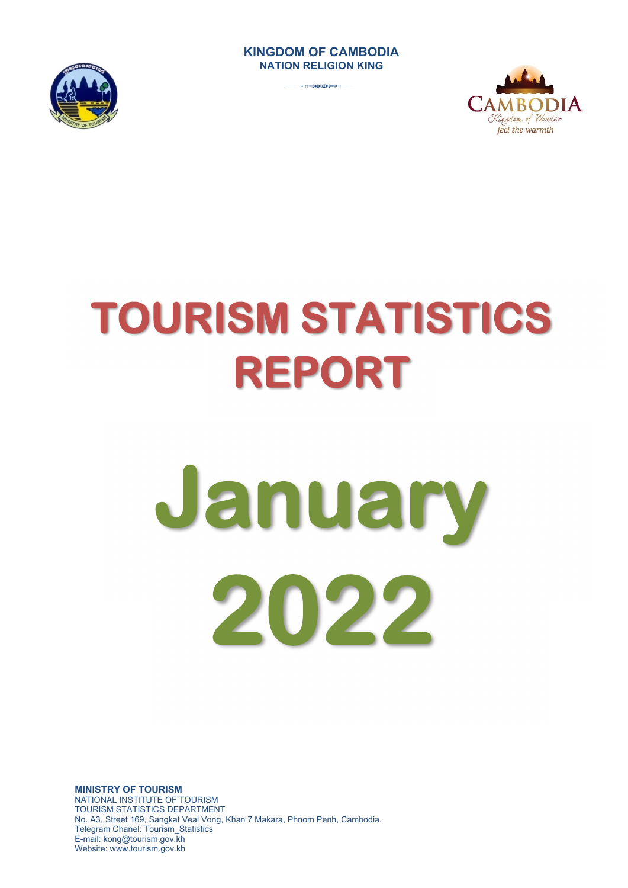**KINGDOM OF CAMBODIA**
**NATION RELIGION KING**

# TOURISM STATISTICS REPORT

# January 2022

**MINISTRY OF TOURISM**
NATIONAL INSTITUTE OF TOURISM
TOURISM STATISTICS DEPARTMENT
No. A3, Street 169, Sangkat Veal Vong, Khan 7 Makara, Phnom Penh, Cambodia.
Telegram Chanel: Tourism_Statistics
E-mail: kong@tourism.gov.kh
Website: www.tourism.gov.kh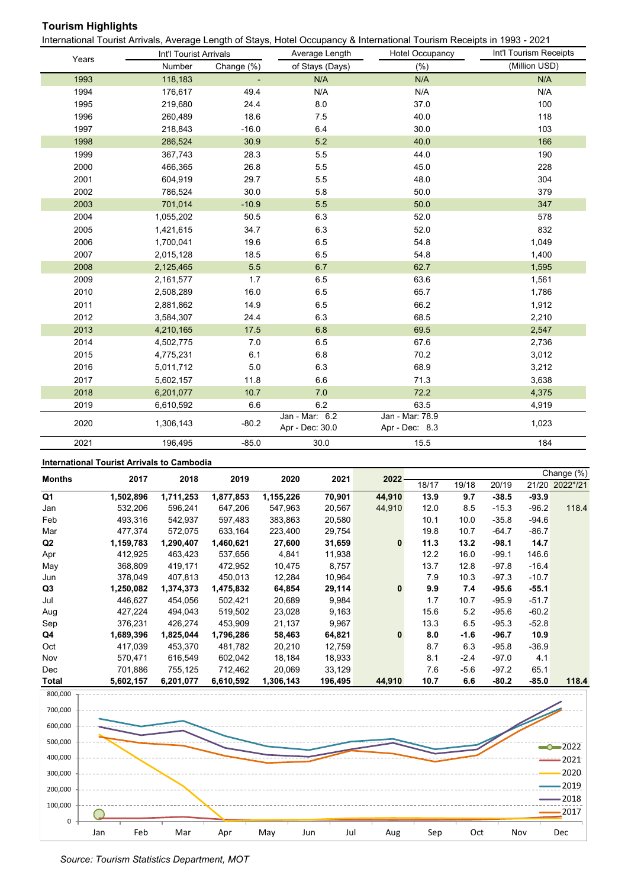## Tourism Highlights

International Tourist Arrivals, Average Length of Stays, Hotel Occupancy & International Tourism Receipts in 1993 - 2021

| Years | Int'l Tourist Arrivals | | Average Length | Hotel Occupancy | Int'l Tourism Receipts |
|---|---|---|---|---|---|
| | Number | Change (%) | of Stays (Days) | (%) | (Million USD) |
| 1993 | 118,183 | - | N/A | N/A | N/A |
| 1994 | 176,617 | 49.4 | N/A | N/A | N/A |
| 1995 | 219,680 | 24.4 | 8.0 | 37.0 | 100 |
| 1996 | 260,489 | 18.6 | 7.5 | 40.0 | 118 |
| 1997 | 218,843 | -16.0 | 6.4 | 30.0 | 103 |
| 1998 | 286,524 | 30.9 | 5.2 | 40.0 | 166 |
| 1999 | 367,743 | 28.3 | 5.5 | 44.0 | 190 |
| 2000 | 466,365 | 26.8 | 5.5 | 45.0 | 228 |
| 2001 | 604,919 | 29.7 | 5.5 | 48.0 | 304 |
| 2002 | 786,524 | 30.0 | 5.8 | 50.0 | 379 |
| 2003 | 701,014 | -10.9 | 5.5 | 50.0 | 347 |
| 2004 | 1,055,202 | 50.5 | 6.3 | 52.0 | 578 |
| 2005 | 1,421,615 | 34.7 | 6.3 | 52.0 | 832 |
| 2006 | 1,700,041 | 19.6 | 6.5 | 54.8 | 1,049 |
| 2007 | 2,015,128 | 18.5 | 6.5 | 54.8 | 1,400 |
| 2008 | 2,125,465 | 5.5 | 6.7 | 62.7 | 1,595 |
| 2009 | 2,161,577 | 1.7 | 6.5 | 63.6 | 1,561 |
| 2010 | 2,508,289 | 16.0 | 6.5 | 65.7 | 1,786 |
| 2011 | 2,881,862 | 14.9 | 6.5 | 66.2 | 1,912 |
| 2012 | 3,584,307 | 24.4 | 6.3 | 68.5 | 2,210 |
| 2013 | 4,210,165 | 17.5 | 6.8 | 69.5 | 2,547 |
| 2014 | 4,502,775 | 7.0 | 6.5 | 67.6 | 2,736 |
| 2015 | 4,775,231 | 6.1 | 6.8 | 70.2 | 3,012 |
| 2016 | 5,011,712 | 5.0 | 6.3 | 68.9 | 3,212 |
| 2017 | 5,602,157 | 11.8 | 6.6 | 71.3 | 3,638 |
| 2018 | 6,201,077 | 10.7 | 7.0 | 72.2 | 4,375 |
| 2019 | 6,610,592 | 6.6 | 6.2 | 63.5 | 4,919 |
| 2020 | 1,306,143 | -80.2 | Jan - Mar: 6.2<br>Apr - Dec: 30.0 | Jan - Mar: 78.9<br>Apr - Dec: 8.3 | 1,023 |
| 2021 | 196,495 | -85.0 | 30.0 | 15.5 | 184 |

### International Tourist Arrivals to Cambodia

| Months | 2017 | 2018 | 2019 | 2020 | 2021 | 2022 | Change (%) 18/17 | 19/18 | 20/19 | 21/20 | 2022*/21 |
|---|---|---|---|---|---|---|---|---|---|---|---|
| **Q1** | **1,502,896** | **1,711,253** | **1,877,853** | **1,155,226** | **70,901** | **44,910** | **13.9** | **9.7** | **-38.5** | **-93.9** | |
| Jan | 532,206 | 596,241 | 647,206 | 547,963 | 20,567 | 44,910 | 12.0 | 8.5 | -15.3 | -96.2 | 118.4 |
| Feb | 493,316 | 542,937 | 597,483 | 383,863 | 20,580 | | 10.1 | 10.0 | -35.8 | -94.6 | |
| Mar | 477,374 | 572,075 | 633,164 | 223,400 | 29,754 | | 19.8 | 10.7 | -64.7 | -86.7 | |
| **Q2** | **1,159,783** | **1,290,407** | **1,460,621** | **27,600** | **31,659** | **0** | **11.3** | **13.2** | **-98.1** | **14.7** | |
| Apr | 412,925 | 463,423 | 537,656 | 4,841 | 11,938 | | 12.2 | 16.0 | -99.1 | 146.6 | |
| May | 368,809 | 419,171 | 472,952 | 10,475 | 8,757 | | 13.7 | 12.8 | -97.8 | -16.4 | |
| Jun | 378,049 | 407,813 | 450,013 | 12,284 | 10,964 | | 7.9 | 10.3 | -97.3 | -10.7 | |
| **Q3** | **1,250,082** | **1,374,373** | **1,475,832** | **64,854** | **29,114** | **0** | **9.9** | **7.4** | **-95.6** | **-55.1** | |
| Jul | 446,627 | 454,056 | 502,421 | 20,689 | 9,984 | | 1.7 | 10.7 | -95.9 | -51.7 | |
| Aug | 427,224 | 494,043 | 519,502 | 23,028 | 9,163 | | 15.6 | 5.2 | -95.6 | -60.2 | |
| Sep | 376,231 | 426,274 | 453,909 | 21,137 | 9,967 | | 13.3 | 6.5 | -95.3 | -52.8 | |
| **Q4** | **1,689,396** | **1,825,044** | **1,796,286** | **58,463** | **64,821** | **0** | **8.0** | **-1.6** | **-96.7** | **10.9** | |
| Oct | 417,039 | 453,370 | 481,782 | 20,210 | 12,759 | | 8.7 | 6.3 | -95.8 | -36.9 | |
| Nov | 570,471 | 616,549 | 602,042 | 18,184 | 18,933 | | 8.1 | -2.4 | -97.0 | 4.1 | |
| Dec | 701,886 | 755,125 | 712,462 | 20,069 | 33,129 | | 7.6 | -5.6 | -97.2 | 65.1 | |
| **Total** | **5,602,157** | **6,201,077** | **6,610,592** | **1,306,143** | **196,495** | **44,910** | **10.7** | **6.6** | **-80.2** | **-85.0** | **118.4** |

*Source: Tourism Statistics Department, MOT*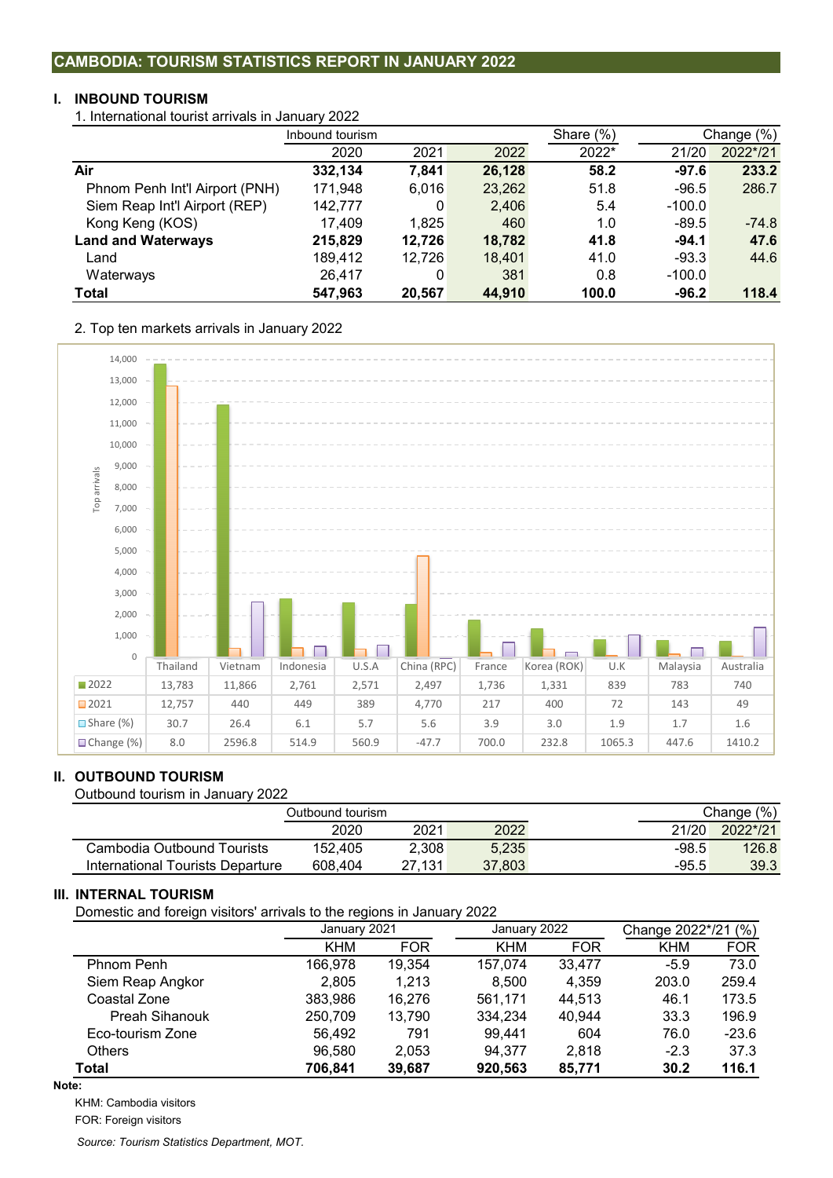## CAMBODIA: TOURISM STATISTICS REPORT IN JANUARY 2022

### I. INBOUND TOURISM

1. International tourist arrivals in January 2022

| | Inbound tourism | | | Share (%) | Change (%) | |
|---|---|---|---|---|---|---|
| | 2020 | 2021 | 2022 | 2022* | 21/20 | 2022*/21 |
| **Air** | **332,134** | **7,841** | **26,128** | **58.2** | **-97.6** | **233.2** |
| Phnom Penh Int'l Airport (PNH) | 171,948 | 6,016 | 23,262 | 51.8 | -96.5 | 286.7 |
| Siem Reap Int'l Airport (REP) | 142,777 | 0 | 2,406 | 5.4 | -100.0 | |
| Kong Keng (KOS) | 17,409 | 1,825 | 460 | 1.0 | -89.5 | -74.8 |
| **Land and Waterways** | **215,829** | **12,726** | **18,782** | **41.8** | **-94.1** | **47.6** |
| Land | 189,412 | 12,726 | 18,401 | 41.0 | -93.3 | 44.6 |
| Waterways | 26,417 | 0 | 381 | 0.8 | -100.0 | |
| **Total** | **547,963** | **20,567** | **44,910** | **100.0** | **-96.2** | **118.4** |

2. Top ten markets arrivals in January 2022

| | Thailand | Vietnam | Indonesia | U.S.A | China (RPC) | France | Korea (ROK) | U.K | Malaysia | Australia |
|---|---|---|---|---|---|---|---|---|---|---|
| 2022 | 13,783 | 11,866 | 2,761 | 2,571 | 2,497 | 1,736 | 1,331 | 839 | 783 | 740 |
| 2021 | 12,757 | 440 | 449 | 389 | 4,770 | 217 | 400 | 72 | 143 | 49 |
| Share (%) | 30.7 | 26.4 | 6.1 | 5.7 | 5.6 | 3.9 | 3.0 | 1.9 | 1.7 | 1.6 |
| Change (%) | 8.0 | 2596.8 | 514.9 | 560.9 | -47.7 | 700.0 | 232.8 | 1065.3 | 447.6 | 1410.2 |

### II. OUTBOUND TOURISM

Outbound tourism in January 2022

| | Outbound tourism | | | Change (%) | |
|---|---|---|---|---|---|
| | 2020 | 2021 | 2022 | 21/20 | 2022*/21 |
| Cambodia Outbound Tourists | 152,405 | 2,308 | 5,235 | -98.5 | 126.8 |
| International Tourists Departure | 608,404 | 27,131 | 37,803 | -95.5 | 39.3 |

### III. INTERNAL TOURISM

Domestic and foreign visitors' arrivals to the regions in January 2022

| | January 2021 | | January 2022 | | Change 2022*/21 (%) | |
|---|---|---|---|---|---|---|
| | KHM | FOR | KHM | FOR | KHM | FOR |
| Phnom Penh | 166,978 | 19,354 | 157,074 | 33,477 | -5.9 | 73.0 |
| Siem Reap Angkor | 2,805 | 1,213 | 8,500 | 4,359 | 203.0 | 259.4 |
| Coastal Zone | 383,986 | 16,276 | 561,171 | 44,513 | 46.1 | 173.5 |
| Preah Sihanouk | 250,709 | 13,790 | 334,234 | 40,944 | 33.3 | 196.9 |
| Eco-tourism Zone | 56,492 | 791 | 99,441 | 604 | 76.0 | -23.6 |
| Others | 96,580 | 2,053 | 94,377 | 2,818 | -2.3 | 37.3 |
| **Total** | **706,841** | **39,687** | **920,563** | **85,771** | **30.2** | **116.1** |

**Note:**

KHM: Cambodia visitors

FOR: Foreign visitors

*Source: Tourism Statistics Department, MOT.*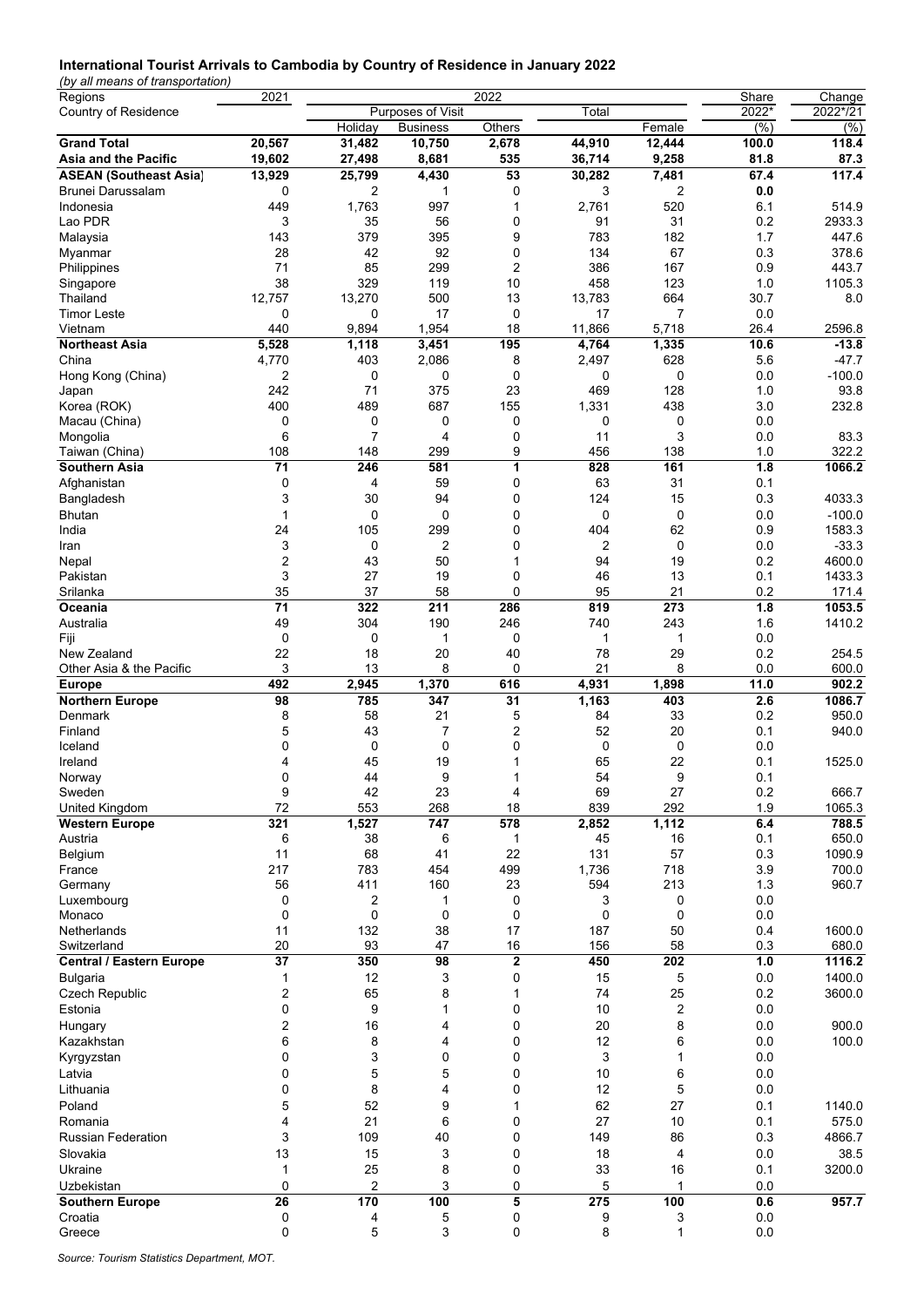**International Tourist Arrivals to Cambodia by Country of Residence in January 2022**

*(by all means of transportation)*

| Regions | 2021 | 2022 | | | | | Share | Change |
|---|---|---|---|---|---|---|---|---|
| Country of Residence | | Purposes of Visit | | | Total | | 2022* | 2022*/21 |
| | | Holiday | Business | Others | | Female | (%) | (%) |
| **Grand Total** | **20,567** | **31,482** | **10,750** | **2,678** | **44,910** | **12,444** | **100.0** | **118.4** |
| **Asia and the Pacific** | **19,602** | **27,498** | **8,681** | **535** | **36,714** | **9,258** | **81.8** | **87.3** |
| **ASEAN (Southeast Asia)** | **13,929** | **25,799** | **4,430** | **53** | **30,282** | **7,481** | **67.4** | **117.4** |
| Brunei Darussalam | 0 | 2 | 1 | 0 | 3 | 2 | 0.0 | |
| Indonesia | 449 | 1,763 | 997 | 1 | 2,761 | 520 | 6.1 | 514.9 |
| Lao PDR | 3 | 35 | 56 | 0 | 91 | 31 | 0.2 | 2933.3 |
| Malaysia | 143 | 379 | 395 | 9 | 783 | 182 | 1.7 | 447.6 |
| Myanmar | 28 | 42 | 92 | 0 | 134 | 67 | 0.3 | 378.6 |
| Philippines | 71 | 85 | 299 | 2 | 386 | 167 | 0.9 | 443.7 |
| Singapore | 38 | 329 | 119 | 10 | 458 | 123 | 1.0 | 1105.3 |
| Thailand | 12,757 | 13,270 | 500 | 13 | 13,783 | 664 | 30.7 | 8.0 |
| Timor Leste | 0 | 0 | 17 | 0 | 17 | 7 | 0.0 | |
| Vietnam | 440 | 9,894 | 1,954 | 18 | 11,866 | 5,718 | 26.4 | 2596.8 |
| **Northeast Asia** | **5,528** | **1,118** | **3,451** | **195** | **4,764** | **1,335** | **10.6** | **-13.8** |
| China | 4,770 | 403 | 2,086 | 8 | 2,497 | 628 | 5.6 | -47.7 |
| Hong Kong (China) | 2 | 0 | 0 | 0 | 0 | 0 | 0.0 | -100.0 |
| Japan | 242 | 71 | 375 | 23 | 469 | 128 | 1.0 | 93.8 |
| Korea (ROK) | 400 | 489 | 687 | 155 | 1,331 | 438 | 3.0 | 232.8 |
| Macau (China) | 0 | 0 | 0 | 0 | 0 | 0 | 0.0 | |
| Mongolia | 6 | 7 | 4 | 0 | 11 | 3 | 0.0 | 83.3 |
| Taiwan (China) | 108 | 148 | 299 | 9 | 456 | 138 | 1.0 | 322.2 |
| **Southern Asia** | **71** | **246** | **581** | **1** | **828** | **161** | **1.8** | **1066.2** |
| Afghanistan | 0 | 4 | 59 | 0 | 63 | 31 | 0.1 | |
| Bangladesh | 3 | 30 | 94 | 0 | 124 | 15 | 0.3 | 4033.3 |
| Bhutan | 1 | 0 | 0 | 0 | 0 | 0 | 0.0 | -100.0 |
| India | 24 | 105 | 299 | 0 | 404 | 62 | 0.9 | 1583.3 |
| Iran | 3 | 0 | 2 | 0 | 2 | 0 | 0.0 | -33.3 |
| Nepal | 2 | 43 | 50 | 1 | 94 | 19 | 0.2 | 4600.0 |
| Pakistan | 3 | 27 | 19 | 0 | 46 | 13 | 0.1 | 1433.3 |
| Srilanka | 35 | 37 | 58 | 0 | 95 | 21 | 0.2 | 171.4 |
| **Oceania** | **71** | **322** | **211** | **286** | **819** | **273** | **1.8** | **1053.5** |
| Australia | 49 | 304 | 190 | 246 | 740 | 243 | 1.6 | 1410.2 |
| Fiji | 0 | 0 | 1 | 0 | 1 | 1 | 0.0 | |
| New Zealand | 22 | 18 | 20 | 40 | 78 | 29 | 0.2 | 254.5 |
| Other Asia & the Pacific | 3 | 13 | 8 | 0 | 21 | 8 | 0.0 | 600.0 |
| **Europe** | **492** | **2,945** | **1,370** | **616** | **4,931** | **1,898** | **11.0** | **902.2** |
| **Northern Europe** | **98** | **785** | **347** | **31** | **1,163** | **403** | **2.6** | **1086.7** |
| Denmark | 8 | 58 | 21 | 5 | 84 | 33 | 0.2 | 950.0 |
| Finland | 5 | 43 | 7 | 2 | 52 | 20 | 0.1 | 940.0 |
| Iceland | 0 | 0 | 0 | 0 | 0 | 0 | 0.0 | |
| Ireland | 4 | 45 | 19 | 1 | 65 | 22 | 0.1 | 1525.0 |
| Norway | 0 | 44 | 9 | 1 | 54 | 9 | 0.1 | |
| Sweden | 9 | 42 | 23 | 4 | 69 | 27 | 0.2 | 666.7 |
| United Kingdom | 72 | 553 | 268 | 18 | 839 | 292 | 1.9 | 1065.3 |
| **Western Europe** | **321** | **1,527** | **747** | **578** | **2,852** | **1,112** | **6.4** | **788.5** |
| Austria | 6 | 38 | 6 | 1 | 45 | 16 | 0.1 | 650.0 |
| Belgium | 11 | 68 | 41 | 22 | 131 | 57 | 0.3 | 1090.9 |
| France | 217 | 783 | 454 | 499 | 1,736 | 718 | 3.9 | 700.0 |
| Germany | 56 | 411 | 160 | 23 | 594 | 213 | 1.3 | 960.7 |
| Luxembourg | 0 | 2 | 1 | 0 | 3 | 0 | 0.0 | |
| Monaco | 0 | 0 | 0 | 0 | 0 | 0 | 0.0 | |
| Netherlands | 11 | 132 | 38 | 17 | 187 | 50 | 0.4 | 1600.0 |
| Switzerland | 20 | 93 | 47 | 16 | 156 | 58 | 0.3 | 680.0 |
| **Central / Eastern Europe** | **37** | **350** | **98** | **2** | **450** | **202** | **1.0** | **1116.2** |
| Bulgaria | 1 | 12 | 3 | 0 | 15 | 5 | 0.0 | 1400.0 |
| Czech Republic | 2 | 65 | 8 | 1 | 74 | 25 | 0.2 | 3600.0 |
| Estonia | 0 | 9 | 1 | 0 | 10 | 2 | 0.0 | |
| Hungary | 2 | 16 | 4 | 0 | 20 | 8 | 0.0 | 900.0 |
| Kazakhstan | 6 | 8 | 4 | 0 | 12 | 6 | 0.0 | 100.0 |
| Kyrgyzstan | 0 | 3 | 0 | 0 | 3 | 1 | 0.0 | |
| Latvia | 0 | 5 | 5 | 0 | 10 | 6 | 0.0 | |
| Lithuania | 0 | 8 | 4 | 0 | 12 | 5 | 0.0 | |
| Poland | 5 | 52 | 9 | 1 | 62 | 27 | 0.1 | 1140.0 |
| Romania | 4 | 21 | 6 | 0 | 27 | 10 | 0.1 | 575.0 |
| Russian Federation | 3 | 109 | 40 | 0 | 149 | 86 | 0.3 | 4866.7 |
| Slovakia | 13 | 15 | 3 | 0 | 18 | 4 | 0.0 | 38.5 |
| Ukraine | 1 | 25 | 8 | 0 | 33 | 16 | 0.1 | 3200.0 |
| Uzbekistan | 0 | 2 | 3 | 0 | 5 | 1 | 0.0 | |
| **Southern Europe** | **26** | **170** | **100** | **5** | **275** | **100** | **0.6** | **957.7** |
| Croatia | 0 | 4 | 5 | 0 | 9 | 3 | 0.0 | |
| Greece | 0 | 5 | 3 | 0 | 8 | 1 | 0.0 | |

*Source: Tourism Statistics Department, MOT.*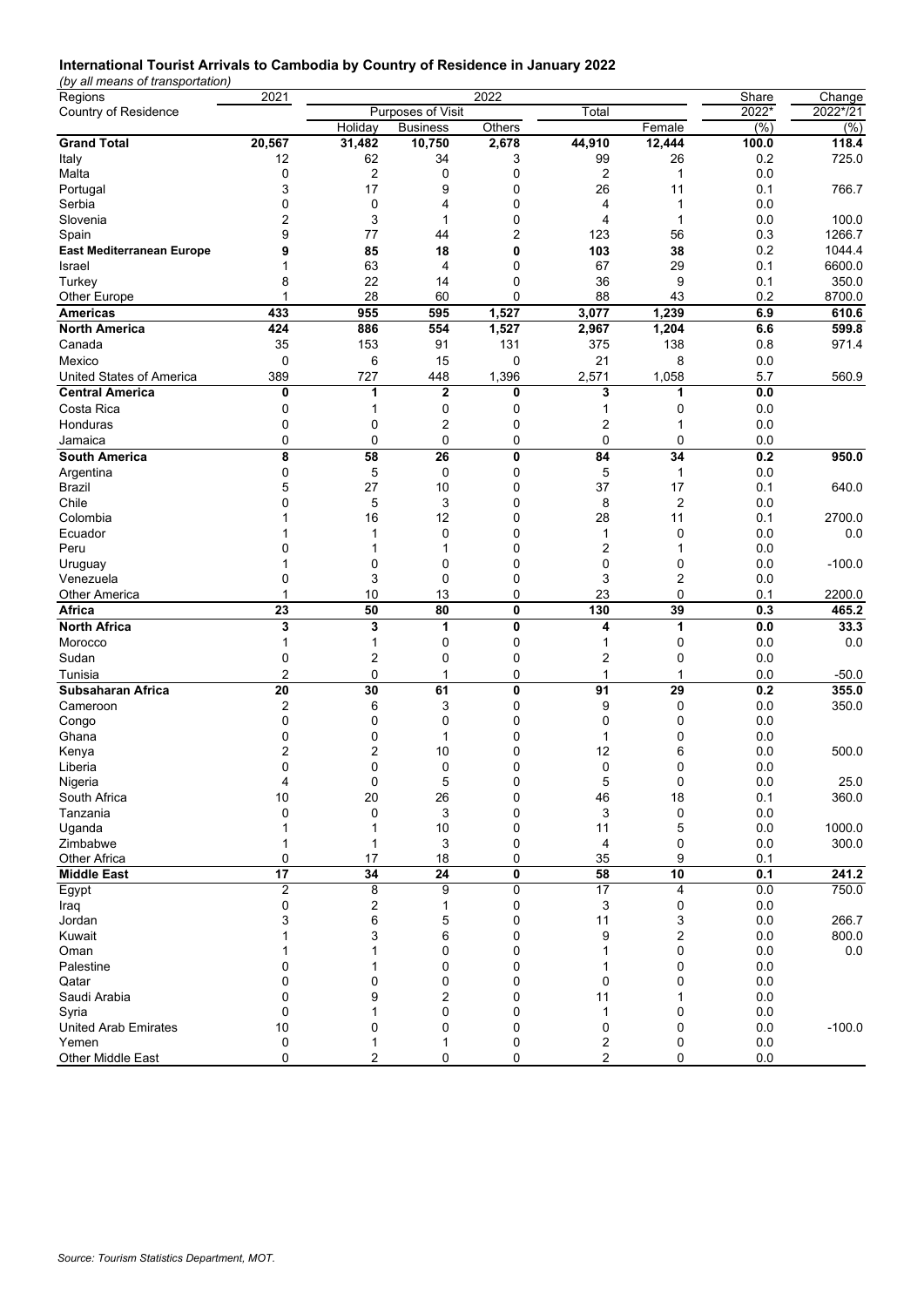**International Tourist Arrivals to Cambodia by Country of Residence in January 2022**

*(by all means of transportation)*

| Regions | 2021 | 2022 | | | | | Share | Change |
|---|---|---|---|---|---|---|---|---|
| Country of Residence | | Purposes of Visit | | | Total | | 2022* | 2022*/21 |
| | | Holiday | Business | Others | | Female | (%) | (%) |
| **Grand Total** | **20,567** | **31,482** | **10,750** | **2,678** | **44,910** | **12,444** | **100.0** | **118.4** |
| Italy | 12 | 62 | 34 | 3 | 99 | 26 | 0.2 | 725.0 |
| Malta | 0 | 2 | 0 | 0 | 2 | 1 | 0.0 | |
| Portugal | 3 | 17 | 9 | 0 | 26 | 11 | 0.1 | 766.7 |
| Serbia | 0 | 0 | 4 | 0 | 4 | 1 | 0.0 | |
| Slovenia | 2 | 3 | 1 | 0 | 4 | 1 | 0.0 | 100.0 |
| Spain | 9 | 77 | 44 | 2 | 123 | 56 | 0.3 | 1266.7 |
| **East Mediterranean Europe** | **9** | **85** | **18** | **0** | **103** | **38** | **0.2** | 1044.4 |
| Israel | 1 | 63 | 4 | 0 | 67 | 29 | 0.1 | 6600.0 |
| Turkey | 8 | 22 | 14 | 0 | 36 | 9 | 0.1 | 350.0 |
| Other Europe | 1 | 28 | 60 | 0 | 88 | 43 | 0.2 | 8700.0 |
| **Americas** | **433** | **955** | **595** | **1,527** | **3,077** | **1,239** | **6.9** | **610.6** |
| **North America** | **424** | **886** | **554** | **1,527** | **2,967** | **1,204** | **6.6** | **599.8** |
| Canada | 35 | 153 | 91 | 131 | 375 | 138 | 0.8 | 971.4 |
| Mexico | 0 | 6 | 15 | 0 | 21 | 8 | 0.0 | |
| United States of America | 389 | 727 | 448 | 1,396 | 2,571 | 1,058 | 5.7 | 560.9 |
| **Central America** | **0** | **1** | **2** | **0** | **3** | **1** | **0.0** | |
| Costa Rica | 0 | 1 | 0 | 0 | 1 | 0 | 0.0 | |
| Honduras | 0 | 0 | 2 | 0 | 2 | 1 | 0.0 | |
| Jamaica | 0 | 0 | 0 | 0 | 0 | 0 | 0.0 | |
| **South America** | **8** | **58** | **26** | **0** | **84** | **34** | **0.2** | **950.0** |
| Argentina | 0 | 5 | 0 | 0 | 5 | 1 | 0.0 | |
| Brazil | 5 | 27 | 10 | 0 | 37 | 17 | 0.1 | 640.0 |
| Chile | 0 | 5 | 3 | 0 | 8 | 2 | 0.0 | |
| Colombia | 1 | 16 | 12 | 0 | 28 | 11 | 0.1 | 2700.0 |
| Ecuador | 1 | 1 | 0 | 0 | 1 | 0 | 0.0 | 0.0 |
| Peru | 0 | 1 | 1 | 0 | 2 | 1 | 0.0 | |
| Uruguay | 1 | 0 | 0 | 0 | 0 | 0 | 0.0 | -100.0 |
| Venezuela | 0 | 3 | 0 | 0 | 3 | 2 | 0.0 | |
| Other America | 1 | 10 | 13 | 0 | 23 | 0 | 0.1 | 2200.0 |
| **Africa** | **23** | **50** | **80** | **0** | **130** | **39** | **0.3** | **465.2** |
| **North Africa** | **3** | **3** | **1** | **0** | **4** | **1** | **0.0** | **33.3** |
| Morocco | 1 | 1 | 0 | 0 | 1 | 0 | 0.0 | 0.0 |
| Sudan | 0 | 2 | 0 | 0 | 2 | 0 | 0.0 | |
| Tunisia | 2 | 0 | 1 | 0 | 1 | 1 | 0.0 | -50.0 |
| **Subsaharan Africa** | **20** | **30** | **61** | **0** | **91** | **29** | **0.2** | **355.0** |
| Cameroon | 2 | 6 | 3 | 0 | 9 | 0 | 0.0 | 350.0 |
| Congo | 0 | 0 | 0 | 0 | 0 | 0 | 0.0 | |
| Ghana | 0 | 0 | 1 | 0 | 1 | 0 | 0.0 | |
| Kenya | 2 | 2 | 10 | 0 | 12 | 6 | 0.0 | 500.0 |
| Liberia | 0 | 0 | 0 | 0 | 0 | 0 | 0.0 | |
| Nigeria | 4 | 0 | 5 | 0 | 5 | 0 | 0.0 | 25.0 |
| South Africa | 10 | 20 | 26 | 0 | 46 | 18 | 0.1 | 360.0 |
| Tanzania | 0 | 0 | 3 | 0 | 3 | 0 | 0.0 | |
| Uganda | 1 | 1 | 10 | 0 | 11 | 5 | 0.0 | 1000.0 |
| Zimbabwe | 1 | 1 | 3 | 0 | 4 | 0 | 0.0 | 300.0 |
| Other Africa | 0 | 17 | 18 | 0 | 35 | 9 | 0.1 | |
| **Middle East** | **17** | **34** | **24** | **0** | **58** | **10** | **0.1** | **241.2** |
| Egypt | 2 | 8 | 9 | 0 | 17 | 4 | 0.0 | 750.0 |
| Iraq | 0 | 2 | 1 | 0 | 3 | 0 | 0.0 | |
| Jordan | 3 | 6 | 5 | 0 | 11 | 3 | 0.0 | 266.7 |
| Kuwait | 1 | 3 | 6 | 0 | 9 | 2 | 0.0 | 800.0 |
| Oman | 1 | 1 | 0 | 0 | 1 | 0 | 0.0 | 0.0 |
| Palestine | 0 | 1 | 0 | 0 | 1 | 0 | 0.0 | |
| Qatar | 0 | 0 | 0 | 0 | 0 | 0 | 0.0 | |
| Saudi Arabia | 0 | 9 | 2 | 0 | 11 | 1 | 0.0 | |
| Syria | 0 | 1 | 0 | 0 | 1 | 0 | 0.0 | |
| United Arab Emirates | 10 | 0 | 0 | 0 | 0 | 0 | 0.0 | -100.0 |
| Yemen | 0 | 1 | 1 | 0 | 2 | 0 | 0.0 | |
| Other Middle East | 0 | 2 | 0 | 0 | 2 | 0 | 0.0 | |

*Source: Tourism Statistics Department, MOT.*